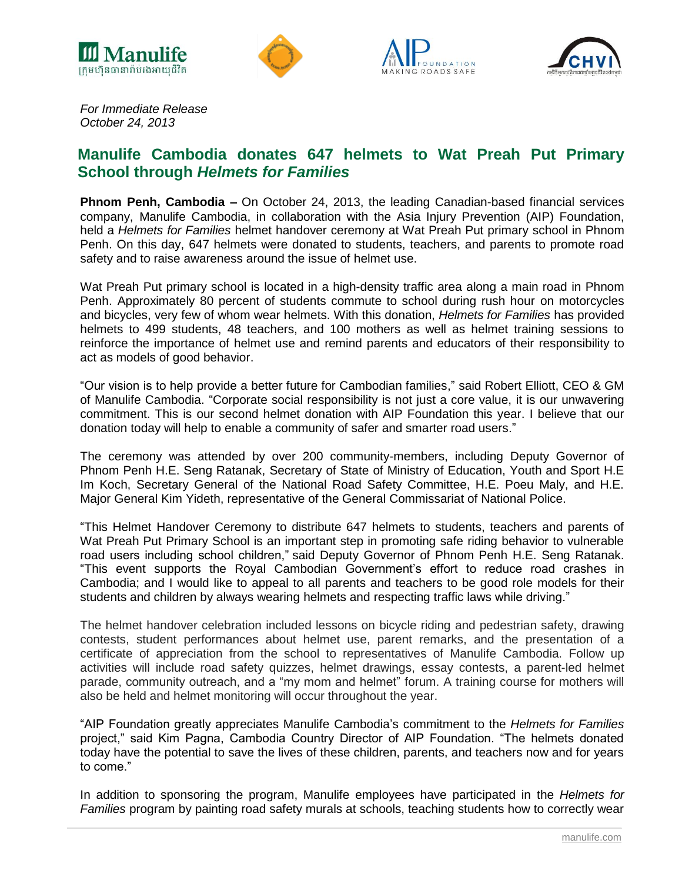*For Immediate Release*
*October 24, 2013*

## Manulife Cambodia donates 647 helmets to Wat Preah Put Primary School through *Helmets for Families*

**Phnom Penh, Cambodia –** On October 24, 2013, the leading Canadian-based financial services company, Manulife Cambodia, in collaboration with the Asia Injury Prevention (AIP) Foundation, held a *Helmets for Families* helmet handover ceremony at Wat Preah Put primary school in Phnom Penh. On this day, 647 helmets were donated to students, teachers, and parents to promote road safety and to raise awareness around the issue of helmet use.

Wat Preah Put primary school is located in a high-density traffic area along a main road in Phnom Penh. Approximately 80 percent of students commute to school during rush hour on motorcycles and bicycles, very few of whom wear helmets. With this donation, *Helmets for Families* has provided helmets to 499 students, 48 teachers, and 100 mothers as well as helmet training sessions to reinforce the importance of helmet use and remind parents and educators of their responsibility to act as models of good behavior.

"Our vision is to help provide a better future for Cambodian families," said Robert Elliott, CEO & GM of Manulife Cambodia. "Corporate social responsibility is not just a core value, it is our unwavering commitment. This is our second helmet donation with AIP Foundation this year. I believe that our donation today will help to enable a community of safer and smarter road users."

The ceremony was attended by over 200 community-members, including Deputy Governor of Phnom Penh H.E. Seng Ratanak, Secretary of State of Ministry of Education, Youth and Sport H.E Im Koch, Secretary General of the National Road Safety Committee, H.E. Poeu Maly, and H.E. Major General Kim Yideth, representative of the General Commissariat of National Police.

"This Helmet Handover Ceremony to distribute 647 helmets to students, teachers and parents of Wat Preah Put Primary School is an important step in promoting safe riding behavior to vulnerable road users including school children," said Deputy Governor of Phnom Penh H.E. Seng Ratanak. "This event supports the Royal Cambodian Government's effort to reduce road crashes in Cambodia; and I would like to appeal to all parents and teachers to be good role models for their students and children by always wearing helmets and respecting traffic laws while driving."

The helmet handover celebration included lessons on bicycle riding and pedestrian safety, drawing contests, student performances about helmet use, parent remarks, and the presentation of a certificate of appreciation from the school to representatives of Manulife Cambodia. Follow up activities will include road safety quizzes, helmet drawings, essay contests, a parent-led helmet parade, community outreach, and a "my mom and helmet" forum. A training course for mothers will also be held and helmet monitoring will occur throughout the year.

"AIP Foundation greatly appreciates Manulife Cambodia's commitment to the *Helmets for Families* project," said Kim Pagna, Cambodia Country Director of AIP Foundation. "The helmets donated today have the potential to save the lives of these children, parents, and teachers now and for years to come."

In addition to sponsoring the program, Manulife employees have participated in the *Helmets for Families* program by painting road safety murals at schools, teaching students how to correctly wear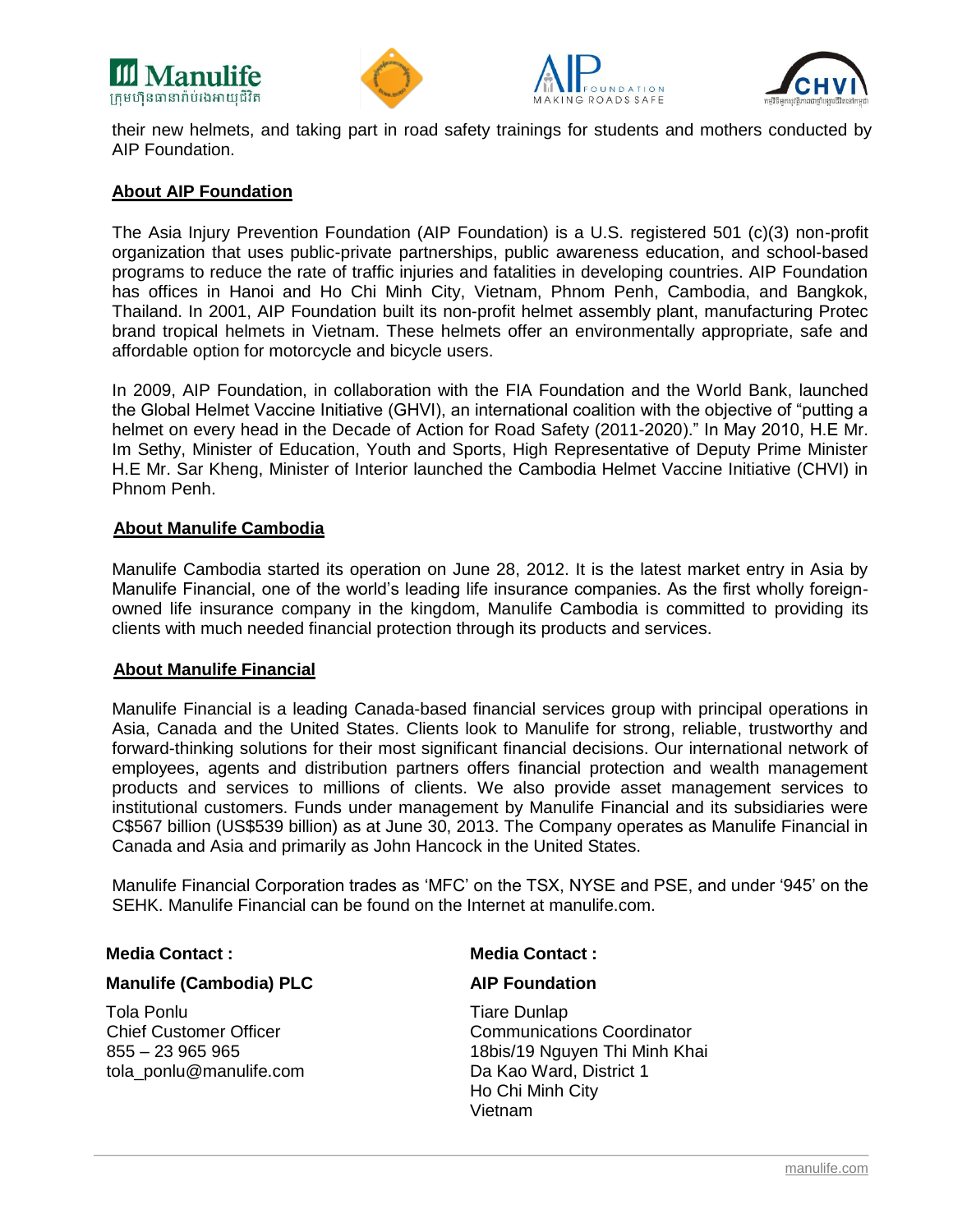their new helmets, and taking part in road safety trainings for students and mothers conducted by AIP Foundation.

## About AIP Foundation

The Asia Injury Prevention Foundation (AIP Foundation) is a U.S. registered 501 (c)(3) non-profit organization that uses public-private partnerships, public awareness education, and school-based programs to reduce the rate of traffic injuries and fatalities in developing countries. AIP Foundation has offices in Hanoi and Ho Chi Minh City, Vietnam, Phnom Penh, Cambodia, and Bangkok, Thailand. In 2001, AIP Foundation built its non-profit helmet assembly plant, manufacturing Protec brand tropical helmets in Vietnam. These helmets offer an environmentally appropriate, safe and affordable option for motorcycle and bicycle users.

In 2009, AIP Foundation, in collaboration with the FIA Foundation and the World Bank, launched the Global Helmet Vaccine Initiative (GHVI), an international coalition with the objective of "putting a helmet on every head in the Decade of Action for Road Safety (2011-2020)." In May 2010, H.E Mr. Im Sethy, Minister of Education, Youth and Sports, High Representative of Deputy Prime Minister H.E Mr. Sar Kheng, Minister of Interior launched the Cambodia Helmet Vaccine Initiative (CHVI) in Phnom Penh.

## About Manulife Cambodia

Manulife Cambodia started its operation on June 28, 2012. It is the latest market entry in Asia by Manulife Financial, one of the world's leading life insurance companies. As the first wholly foreign-owned life insurance company in the kingdom, Manulife Cambodia is committed to providing its clients with much needed financial protection through its products and services.

## About Manulife Financial

Manulife Financial is a leading Canada-based financial services group with principal operations in Asia, Canada and the United States. Clients look to Manulife for strong, reliable, trustworthy and forward-thinking solutions for their most significant financial decisions. Our international network of employees, agents and distribution partners offers financial protection and wealth management products and services to millions of clients. We also provide asset management services to institutional customers. Funds under management by Manulife Financial and its subsidiaries were C$567 billion (US$539 billion) as at June 30, 2013. The Company operates as Manulife Financial in Canada and Asia and primarily as John Hancock in the United States.

Manulife Financial Corporation trades as 'MFC' on the TSX, NYSE and PSE, and under '945' on the SEHK. Manulife Financial can be found on the Internet at manulife.com.

**Media Contact :**

**Manulife (Cambodia) PLC**

Tola Ponlu
Chief Customer Officer
855 – 23 965 965
tola_ponlu@manulife.com

**Media Contact :**

**AIP Foundation**

Tiare Dunlap
Communications Coordinator
18bis/19 Nguyen Thi Minh Khai
Da Kao Ward, District 1
Ho Chi Minh City
Vietnam